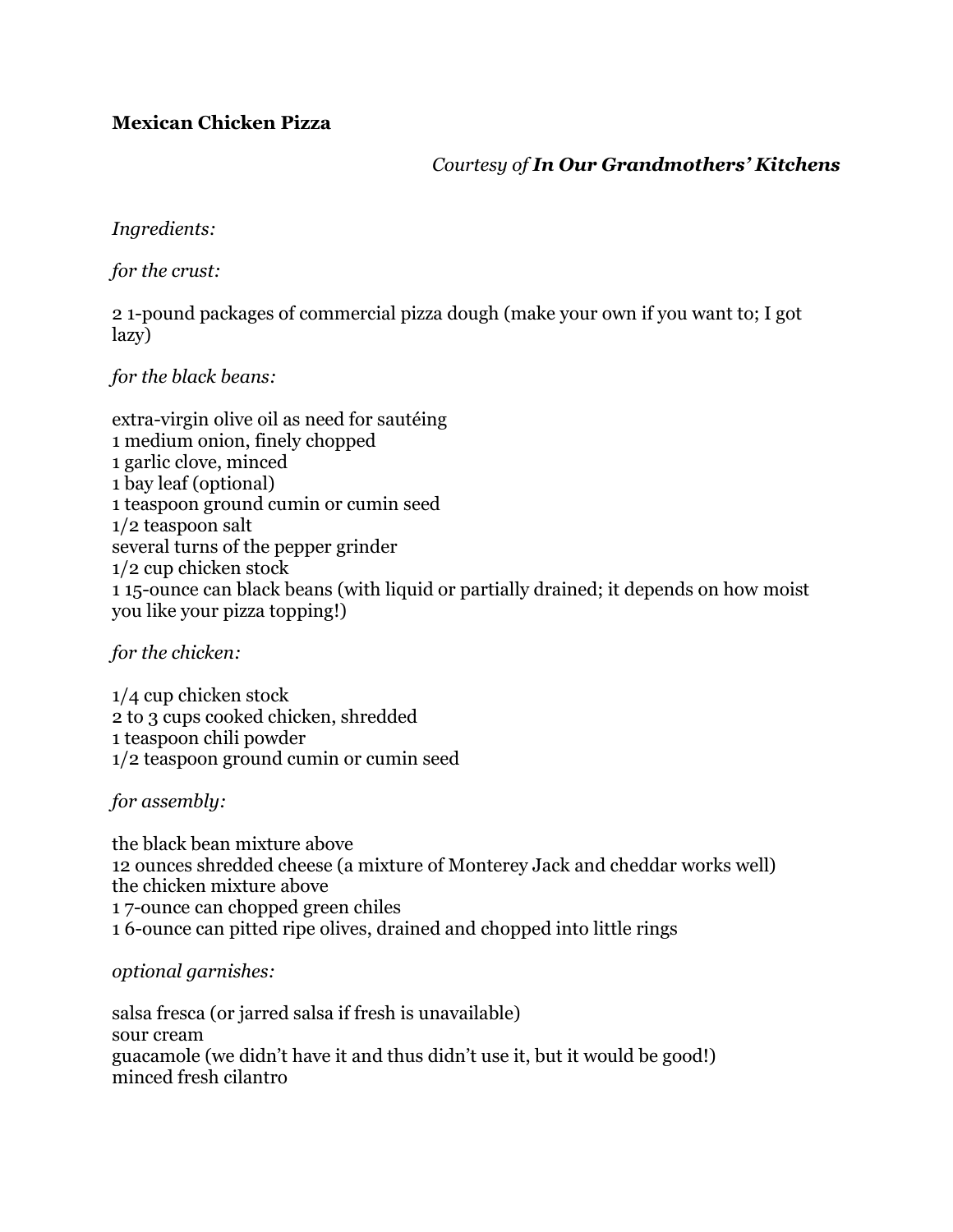# Mexican Chicken Pizza

*Courtesy of* ***In Our Grandmothers' Kitchens***

*Ingredients:*

*for the crust:*

2 1-pound packages of commercial pizza dough (make your own if you want to; I got lazy)

*for the black beans:*

extra-virgin olive oil as need for sautéing
1 medium onion, finely chopped
1 garlic clove, minced
1 bay leaf (optional)
1 teaspoon ground cumin or cumin seed
1/2 teaspoon salt
several turns of the pepper grinder
1/2 cup chicken stock
1 15-ounce can black beans (with liquid or partially drained; it depends on how moist you like your pizza topping!)

*for the chicken:*

1/4 cup chicken stock
2 to 3 cups cooked chicken, shredded
1 teaspoon chili powder
1/2 teaspoon ground cumin or cumin seed

*for assembly:*

the black bean mixture above
12 ounces shredded cheese (a mixture of Monterey Jack and cheddar works well)
the chicken mixture above
1 7-ounce can chopped green chiles
1 6-ounce can pitted ripe olives, drained and chopped into little rings

*optional garnishes:*

salsa fresca (or jarred salsa if fresh is unavailable)
sour cream
guacamole (we didn't have it and thus didn't use it, but it would be good!)
minced fresh cilantro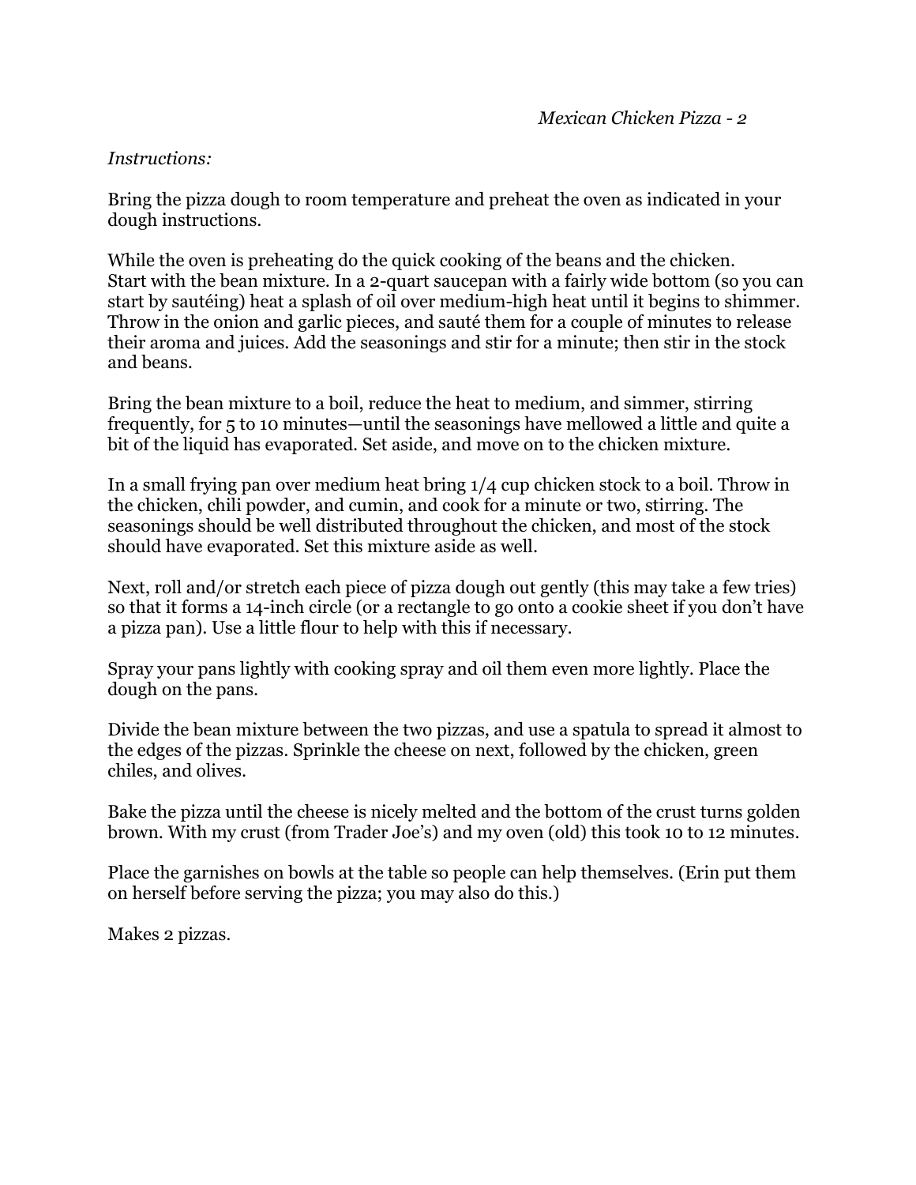*Instructions:*

Bring the pizza dough to room temperature and preheat the oven as indicated in your dough instructions.

While the oven is preheating do the quick cooking of the beans and the chicken. Start with the bean mixture. In a 2-quart saucepan with a fairly wide bottom (so you can start by sautéing) heat a splash of oil over medium-high heat until it begins to shimmer. Throw in the onion and garlic pieces, and sauté them for a couple of minutes to release their aroma and juices. Add the seasonings and stir for a minute; then stir in the stock and beans.

Bring the bean mixture to a boil, reduce the heat to medium, and simmer, stirring frequently, for 5 to 10 minutes—until the seasonings have mellowed a little and quite a bit of the liquid has evaporated. Set aside, and move on to the chicken mixture.

In a small frying pan over medium heat bring 1/4 cup chicken stock to a boil. Throw in the chicken, chili powder, and cumin, and cook for a minute or two, stirring. The seasonings should be well distributed throughout the chicken, and most of the stock should have evaporated. Set this mixture aside as well.

Next, roll and/or stretch each piece of pizza dough out gently (this may take a few tries) so that it forms a 14-inch circle (or a rectangle to go onto a cookie sheet if you don't have a pizza pan). Use a little flour to help with this if necessary.

Spray your pans lightly with cooking spray and oil them even more lightly. Place the dough on the pans.

Divide the bean mixture between the two pizzas, and use a spatula to spread it almost to the edges of the pizzas. Sprinkle the cheese on next, followed by the chicken, green chiles, and olives.

Bake the pizza until the cheese is nicely melted and the bottom of the crust turns golden brown. With my crust (from Trader Joe's) and my oven (old) this took 10 to 12 minutes.

Place the garnishes on bowls at the table so people can help themselves. (Erin put them on herself before serving the pizza; you may also do this.)

Makes 2 pizzas.